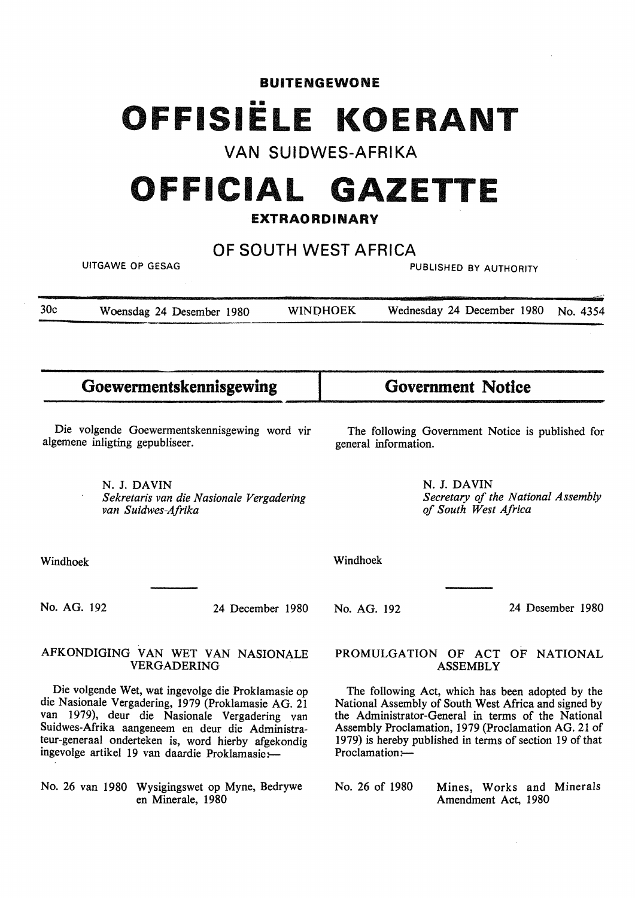**BUITENGEWONE**

# OFFISIËLE KOERANT

## VAN SUIDWES-AFRIKA

# OFFICIAL GAZETTE

**EXTRAORDINARY**

## OF SOUTH WEST AFRICA

UITGAWE OP GESAG — PUBLISHED BY AUTHORITY

30c | Woensdag 24 Desember 1980 | WINDHOEK | Wednesday 24 December 1980 | No. 4354

## Goewermentskennisgewing

Die volgende Goewermentskennisgewing word vir algemene inligting gepubliseer.

N. J. DAVIN
*Sekretaris van die Nasionale Vergadering van Suidwes-Afrika*

Windhoek

No. AG. 192 — 24 December 1980

### AFKONDIGING VAN WET VAN NASIONALE VERGADERING

Die volgende Wet, wat ingevolge die Proklamasie op die Nasionale Vergadering, 1979 (Proklamasie AG. 21 van 1979), deur die Nasionale Vergadering van Suidwes-Afrika aangeneem en deur die Administrateur-generaal onderteken is, word hierby afgekondig ingevolge artikel 19 van daardie Proklamasie:—

No. 26 van 1980 Wysigingswet op Myne, Bedrywe en Minerale, 1980

## Government Notice

The following Government Notice is published for general information.

N. J. DAVIN
*Secretary of the National Assembly of South West Africa*

Windhoek

No. AG. 192 — 24 Desember 1980

### PROMULGATION OF ACT OF NATIONAL ASSEMBLY

The following Act, which has been adopted by the National Assembly of South West Africa and signed by the Administrator-General in terms of the National Assembly Proclamation, 1979 (Proclamation AG. 21 of 1979) is hereby published in terms of section 19 of that Proclamation:—

No. 26 of 1980 Mines, Works and Minerals Amendment Act, 1980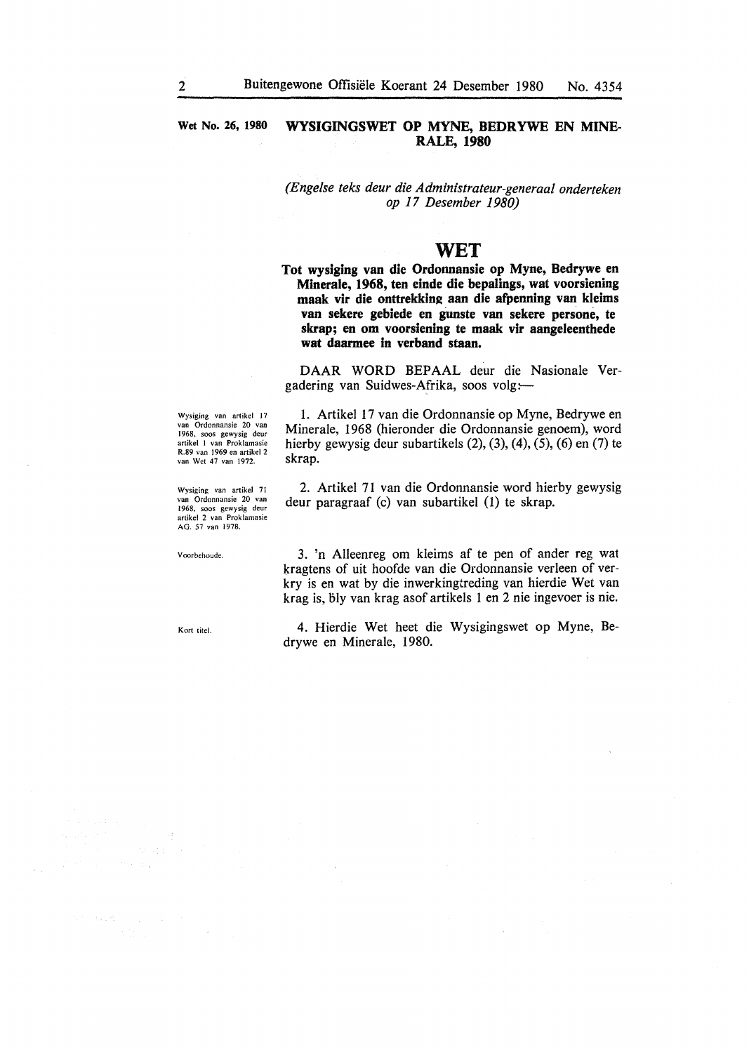**Wet No. 26, 1980**

# WYSIGINGSWET OP MYNE, BEDRYWE EN MINERALE, 1980

*(Engelse teks deur die Administrateur-generaal onderteken op 17 Desember 1980)*

## WET

**Tot wysiging van die Ordonnansie op Myne, Bedrywe en Minerale, 1968, ten einde die bepalings, wat voorsiening maak vir die onttrekking aan die afpenning van kleims van sekere gebiede en gunste van sekere persone, te skrap; en om voorsiening te maak vir aangeleenthede wat daarmee in verband staan.**

DAAR WORD BEPAAL deur die Nasionale Vergadering van Suidwes-Afrika, soos volg:—

*Wysiging van artikel 17 van Ordonnansie 20 van 1968, soos gewysig deur artikel 1 van Proklamasie R.89 van 1969 en artikel 2 van Wet 47 van 1972.*

1. Artikel 17 van die Ordonnansie op Myne, Bedrywe en Minerale, 1968 (hieronder die Ordonnansie genoem), word hierby gewysig deur subartikels (2), (3), (4), (5), (6) en (7) te skrap.

*Wysiging van artikel 71 van Ordonnansie 20 van 1968, soos gewysig deur artikel 2 van Proklamasie AG. 57 van 1978.*

2. Artikel 71 van die Ordonnansie word hierby gewysig deur paragraaf (c) van subartikel (1) te skrap.

*Voorbehoude.*

3. 'n Alleenreg om kleims af te pen of ander reg wat kragtens of uit hoofde van die Ordonnansie verleen of verkry is en wat by die inwerkingtreding van hierdie Wet van krag is, bly van krag asof artikels 1 en 2 nie ingevoer is nie.

*Kort titel.*

4. Hierdie Wet heet die Wysigingswet op Myne, Bedrywe en Minerale, 1980.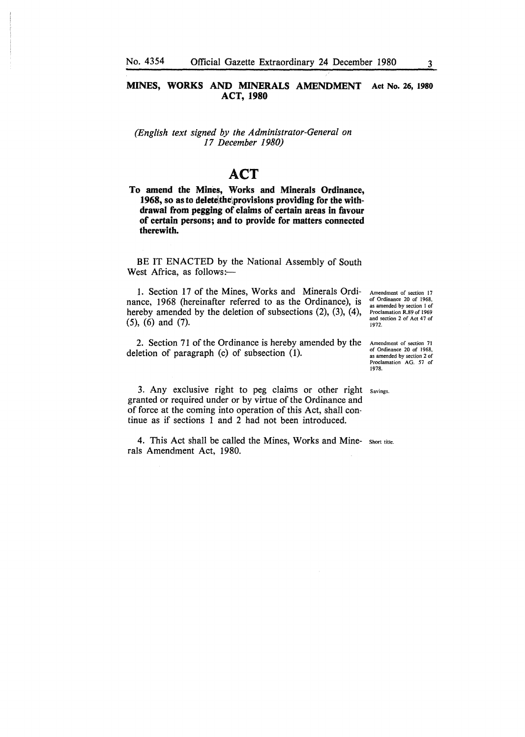**MINES, WORKS AND MINERALS AMENDMENT ACT, 1980** — **Act No. 26, 1980**

*(English text signed by the Administrator-General on 17 December 1980)*

# ACT

**To amend the Mines, Works and Minerals Ordinance, 1968, so as to delete the provisions providing for the withdrawal from pegging of claims of certain areas in favour of certain persons; and to provide for matters connected therewith.**

BE IT ENACTED by the National Assembly of South West Africa, as follows:—

*Amendment of section 17 of Ordinance 20 of 1968, as amended by section 1 of Proclamation R.89 of 1969 and section 2 of Act 47 of 1972.*

1. Section 17 of the Mines, Works and Minerals Ordinance, 1968 (hereinafter referred to as the Ordinance), is hereby amended by the deletion of subsections (2), (3), (4), (5), (6) and (7).

*Amendment of section 71 of Ordinance 20 of 1968, as amended by section 2 of Proclamation AG. 57 of 1978.*

2. Section 71 of the Ordinance is hereby amended by the deletion of paragraph (c) of subsection (1).

*Savings.*

3. Any exclusive right to peg claims or other right granted or required under or by virtue of the Ordinance and of force at the coming into operation of this Act, shall continue as if sections 1 and 2 had not been introduced.

*Short title.*

4. This Act shall be called the Mines, Works and Minerals Amendment Act, 1980.